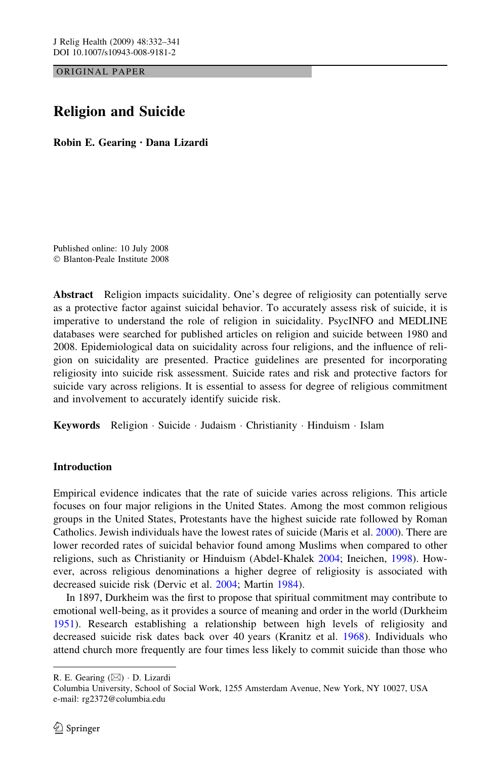ORIGINAL PAPER

# Religion and Suicide

**Robin E. Gearing · Dana Lizardi**

Published online: 10 July 2008
© Blanton-Peale Institute 2008

**Abstract** Religion impacts suicidality. One's degree of religiosity can potentially serve as a protective factor against suicidal behavior. To accurately assess risk of suicide, it is imperative to understand the role of religion in suicidality. PsycINFO and MEDLINE databases were searched for published articles on religion and suicide between 1980 and 2008. Epidemiological data on suicidality across four religions, and the influence of religion on suicidality are presented. Practice guidelines are presented for incorporating religiosity into suicide risk assessment. Suicide rates and risk and protective factors for suicide vary across religions. It is essential to assess for degree of religious commitment and involvement to accurately identify suicide risk.

**Keywords** Religion · Suicide · Judaism · Christianity · Hinduism · Islam

## Introduction

Empirical evidence indicates that the rate of suicide varies across religions. This article focuses on four major religions in the United States. Among the most common religious groups in the United States, Protestants have the highest suicide rate followed by Roman Catholics. Jewish individuals have the lowest rates of suicide (Maris et al. 2000). There are lower recorded rates of suicidal behavior found among Muslims when compared to other religions, such as Christianity or Hinduism (Abdel-Khalek 2004; Ineichen, 1998). However, across religious denominations a higher degree of religiosity is associated with decreased suicide risk (Dervic et al. 2004; Martin 1984).

In 1897, Durkheim was the first to propose that spiritual commitment may contribute to emotional well-being, as it provides a source of meaning and order in the world (Durkheim 1951). Research establishing a relationship between high levels of religiosity and decreased suicide risk dates back over 40 years (Kranitz et al. 1968). Individuals who attend church more frequently are four times less likely to commit suicide than those who

R. E. Gearing (✉) · D. Lizardi
Columbia University, School of Social Work, 1255 Amsterdam Avenue, New York, NY 10027, USA
e-mail: rg2372@columbia.edu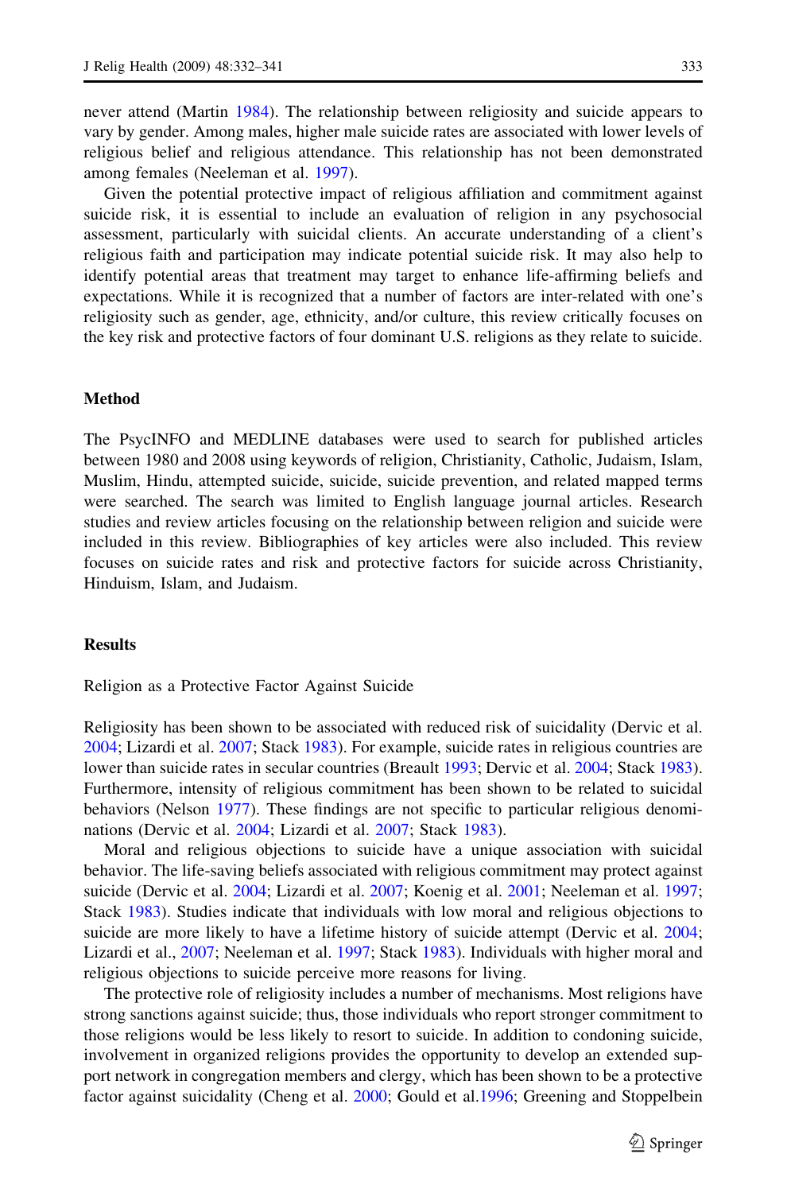never attend (Martin 1984). The relationship between religiosity and suicide appears to vary by gender. Among males, higher male suicide rates are associated with lower levels of religious belief and religious attendance. This relationship has not been demonstrated among females (Neeleman et al. 1997).

Given the potential protective impact of religious affiliation and commitment against suicide risk, it is essential to include an evaluation of religion in any psychosocial assessment, particularly with suicidal clients. An accurate understanding of a client's religious faith and participation may indicate potential suicide risk. It may also help to identify potential areas that treatment may target to enhance life-affirming beliefs and expectations. While it is recognized that a number of factors are inter-related with one's religiosity such as gender, age, ethnicity, and/or culture, this review critically focuses on the key risk and protective factors of four dominant U.S. religions as they relate to suicide.

## Method

The PsycINFO and MEDLINE databases were used to search for published articles between 1980 and 2008 using keywords of religion, Christianity, Catholic, Judaism, Islam, Muslim, Hindu, attempted suicide, suicide, suicide prevention, and related mapped terms were searched. The search was limited to English language journal articles. Research studies and review articles focusing on the relationship between religion and suicide were included in this review. Bibliographies of key articles were also included. This review focuses on suicide rates and risk and protective factors for suicide across Christianity, Hinduism, Islam, and Judaism.

## Results

### Religion as a Protective Factor Against Suicide

Religiosity has been shown to be associated with reduced risk of suicidality (Dervic et al. 2004; Lizardi et al. 2007; Stack 1983). For example, suicide rates in religious countries are lower than suicide rates in secular countries (Breault 1993; Dervic et al. 2004; Stack 1983). Furthermore, intensity of religious commitment has been shown to be related to suicidal behaviors (Nelson 1977). These findings are not specific to particular religious denominations (Dervic et al. 2004; Lizardi et al. 2007; Stack 1983).

Moral and religious objections to suicide have a unique association with suicidal behavior. The life-saving beliefs associated with religious commitment may protect against suicide (Dervic et al. 2004; Lizardi et al. 2007; Koenig et al. 2001; Neeleman et al. 1997; Stack 1983). Studies indicate that individuals with low moral and religious objections to suicide are more likely to have a lifetime history of suicide attempt (Dervic et al. 2004; Lizardi et al., 2007; Neeleman et al. 1997; Stack 1983). Individuals with higher moral and religious objections to suicide perceive more reasons for living.

The protective role of religiosity includes a number of mechanisms. Most religions have strong sanctions against suicide; thus, those individuals who report stronger commitment to those religions would be less likely to resort to suicide. In addition to condoning suicide, involvement in organized religions provides the opportunity to develop an extended support network in congregation members and clergy, which has been shown to be a protective factor against suicidality (Cheng et al. 2000; Gould et al.1996; Greening and Stoppelbein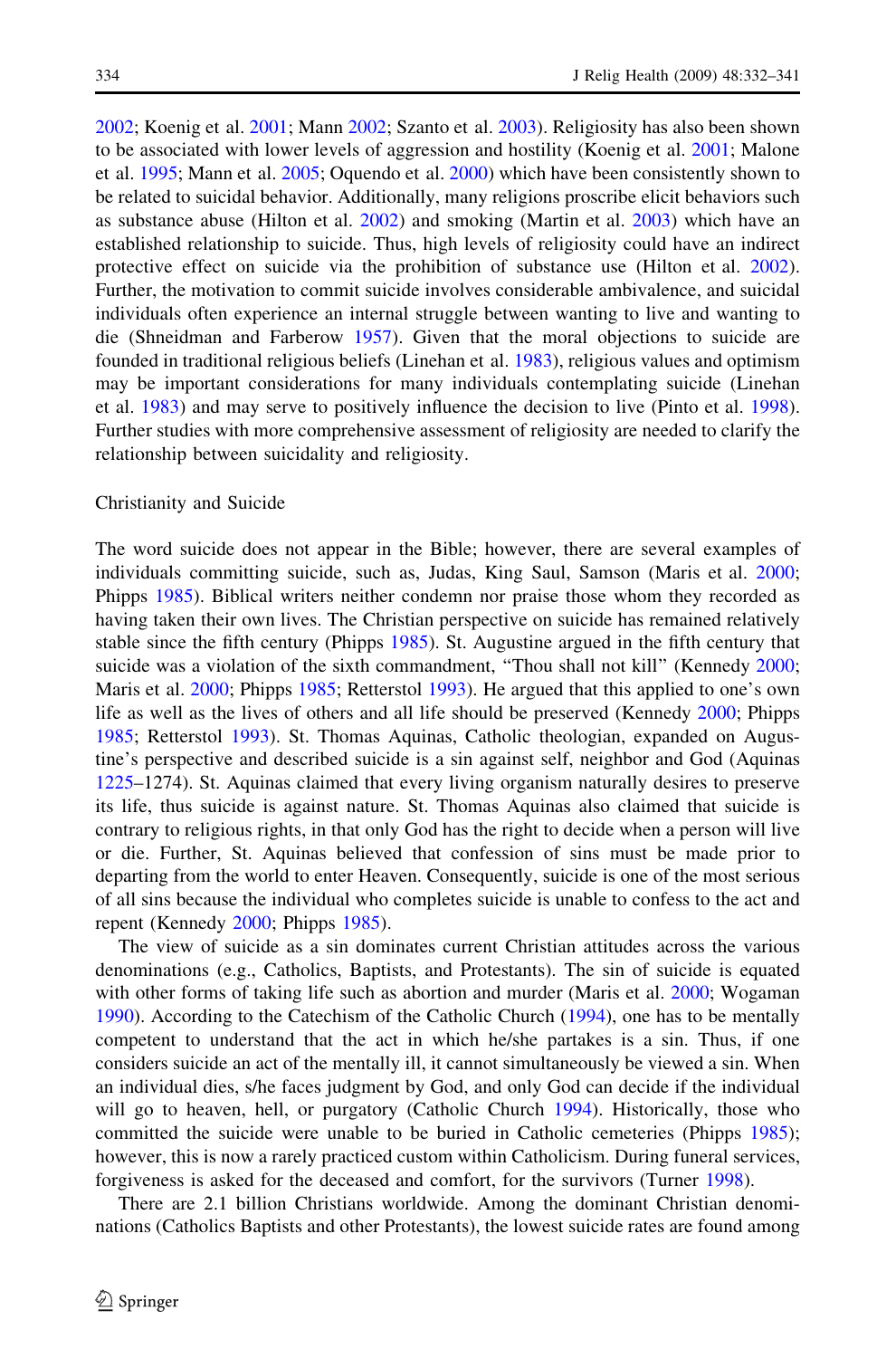2002; Koenig et al. 2001; Mann 2002; Szanto et al. 2003). Religiosity has also been shown to be associated with lower levels of aggression and hostility (Koenig et al. 2001; Malone et al. 1995; Mann et al. 2005; Oquendo et al. 2000) which have been consistently shown to be related to suicidal behavior. Additionally, many religions proscribe elicit behaviors such as substance abuse (Hilton et al. 2002) and smoking (Martin et al. 2003) which have an established relationship to suicide. Thus, high levels of religiosity could have an indirect protective effect on suicide via the prohibition of substance use (Hilton et al. 2002). Further, the motivation to commit suicide involves considerable ambivalence, and suicidal individuals often experience an internal struggle between wanting to live and wanting to die (Shneidman and Farberow 1957). Given that the moral objections to suicide are founded in traditional religious beliefs (Linehan et al. 1983), religious values and optimism may be important considerations for many individuals contemplating suicide (Linehan et al. 1983) and may serve to positively influence the decision to live (Pinto et al. 1998). Further studies with more comprehensive assessment of religiosity are needed to clarify the relationship between suicidality and religiosity.

## Christianity and Suicide

The word suicide does not appear in the Bible; however, there are several examples of individuals committing suicide, such as, Judas, King Saul, Samson (Maris et al. 2000; Phipps 1985). Biblical writers neither condemn nor praise those whom they recorded as having taken their own lives. The Christian perspective on suicide has remained relatively stable since the fifth century (Phipps 1985). St. Augustine argued in the fifth century that suicide was a violation of the sixth commandment, "Thou shall not kill" (Kennedy 2000; Maris et al. 2000; Phipps 1985; Retterstol 1993). He argued that this applied to one's own life as well as the lives of others and all life should be preserved (Kennedy 2000; Phipps 1985; Retterstol 1993). St. Thomas Aquinas, Catholic theologian, expanded on Augustine's perspective and described suicide is a sin against self, neighbor and God (Aquinas 1225–1274). St. Aquinas claimed that every living organism naturally desires to preserve its life, thus suicide is against nature. St. Thomas Aquinas also claimed that suicide is contrary to religious rights, in that only God has the right to decide when a person will live or die. Further, St. Aquinas believed that confession of sins must be made prior to departing from the world to enter Heaven. Consequently, suicide is one of the most serious of all sins because the individual who completes suicide is unable to confess to the act and repent (Kennedy 2000; Phipps 1985).

The view of suicide as a sin dominates current Christian attitudes across the various denominations (e.g., Catholics, Baptists, and Protestants). The sin of suicide is equated with other forms of taking life such as abortion and murder (Maris et al. 2000; Wogaman 1990). According to the Catechism of the Catholic Church (1994), one has to be mentally competent to understand that the act in which he/she partakes is a sin. Thus, if one considers suicide an act of the mentally ill, it cannot simultaneously be viewed a sin. When an individual dies, s/he faces judgment by God, and only God can decide if the individual will go to heaven, hell, or purgatory (Catholic Church 1994). Historically, those who committed the suicide were unable to be buried in Catholic cemeteries (Phipps 1985); however, this is now a rarely practiced custom within Catholicism. During funeral services, forgiveness is asked for the deceased and comfort, for the survivors (Turner 1998).

There are 2.1 billion Christians worldwide. Among the dominant Christian denominations (Catholics Baptists and other Protestants), the lowest suicide rates are found among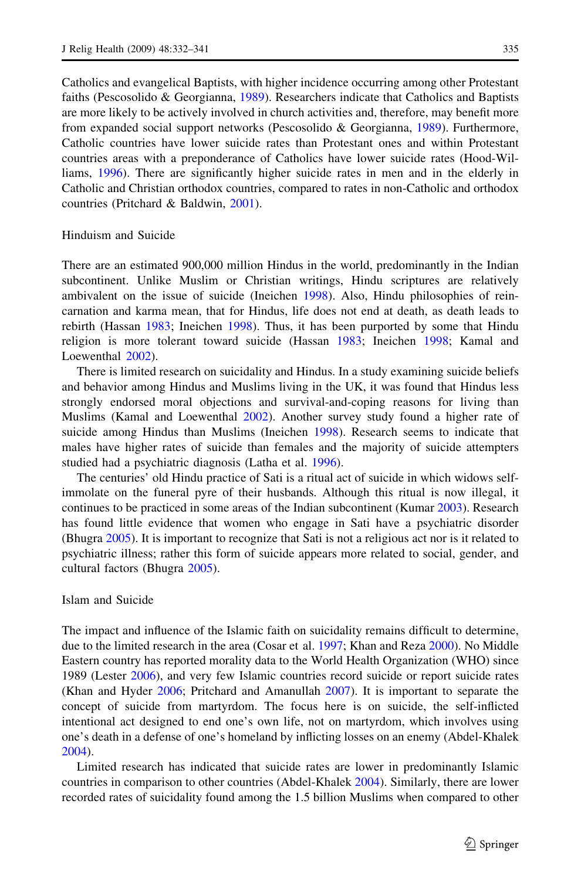Catholics and evangelical Baptists, with higher incidence occurring among other Protestant faiths (Pescosolido & Georgianna, 1989). Researchers indicate that Catholics and Baptists are more likely to be actively involved in church activities and, therefore, may benefit more from expanded social support networks (Pescosolido & Georgianna, 1989). Furthermore, Catholic countries have lower suicide rates than Protestant ones and within Protestant countries areas with a preponderance of Catholics have lower suicide rates (Hood-Williams, 1996). There are significantly higher suicide rates in men and in the elderly in Catholic and Christian orthodox countries, compared to rates in non-Catholic and orthodox countries (Pritchard & Baldwin, 2001).

## Hinduism and Suicide

There are an estimated 900,000 million Hindus in the world, predominantly in the Indian subcontinent. Unlike Muslim or Christian writings, Hindu scriptures are relatively ambivalent on the issue of suicide (Ineichen 1998). Also, Hindu philosophies of reincarnation and karma mean, that for Hindus, life does not end at death, as death leads to rebirth (Hassan 1983; Ineichen 1998). Thus, it has been purported by some that Hindu religion is more tolerant toward suicide (Hassan 1983; Ineichen 1998; Kamal and Loewenthal 2002).

There is limited research on suicidality and Hindus. In a study examining suicide beliefs and behavior among Hindus and Muslims living in the UK, it was found that Hindus less strongly endorsed moral objections and survival-and-coping reasons for living than Muslims (Kamal and Loewenthal 2002). Another survey study found a higher rate of suicide among Hindus than Muslims (Ineichen 1998). Research seems to indicate that males have higher rates of suicide than females and the majority of suicide attempters studied had a psychiatric diagnosis (Latha et al. 1996).

The centuries' old Hindu practice of Sati is a ritual act of suicide in which widows self-immolate on the funeral pyre of their husbands. Although this ritual is now illegal, it continues to be practiced in some areas of the Indian subcontinent (Kumar 2003). Research has found little evidence that women who engage in Sati have a psychiatric disorder (Bhugra 2005). It is important to recognize that Sati is not a religious act nor is it related to psychiatric illness; rather this form of suicide appears more related to social, gender, and cultural factors (Bhugra 2005).

## Islam and Suicide

The impact and influence of the Islamic faith on suicidality remains difficult to determine, due to the limited research in the area (Cosar et al. 1997; Khan and Reza 2000). No Middle Eastern country has reported morality data to the World Health Organization (WHO) since 1989 (Lester 2006), and very few Islamic countries record suicide or report suicide rates (Khan and Hyder 2006; Pritchard and Amanullah 2007). It is important to separate the concept of suicide from martyrdom. The focus here is on suicide, the self-inflicted intentional act designed to end one's own life, not on martyrdom, which involves using one's death in a defense of one's homeland by inflicting losses on an enemy (Abdel-Khalek 2004).

Limited research has indicated that suicide rates are lower in predominantly Islamic countries in comparison to other countries (Abdel-Khalek 2004). Similarly, there are lower recorded rates of suicidality found among the 1.5 billion Muslims when compared to other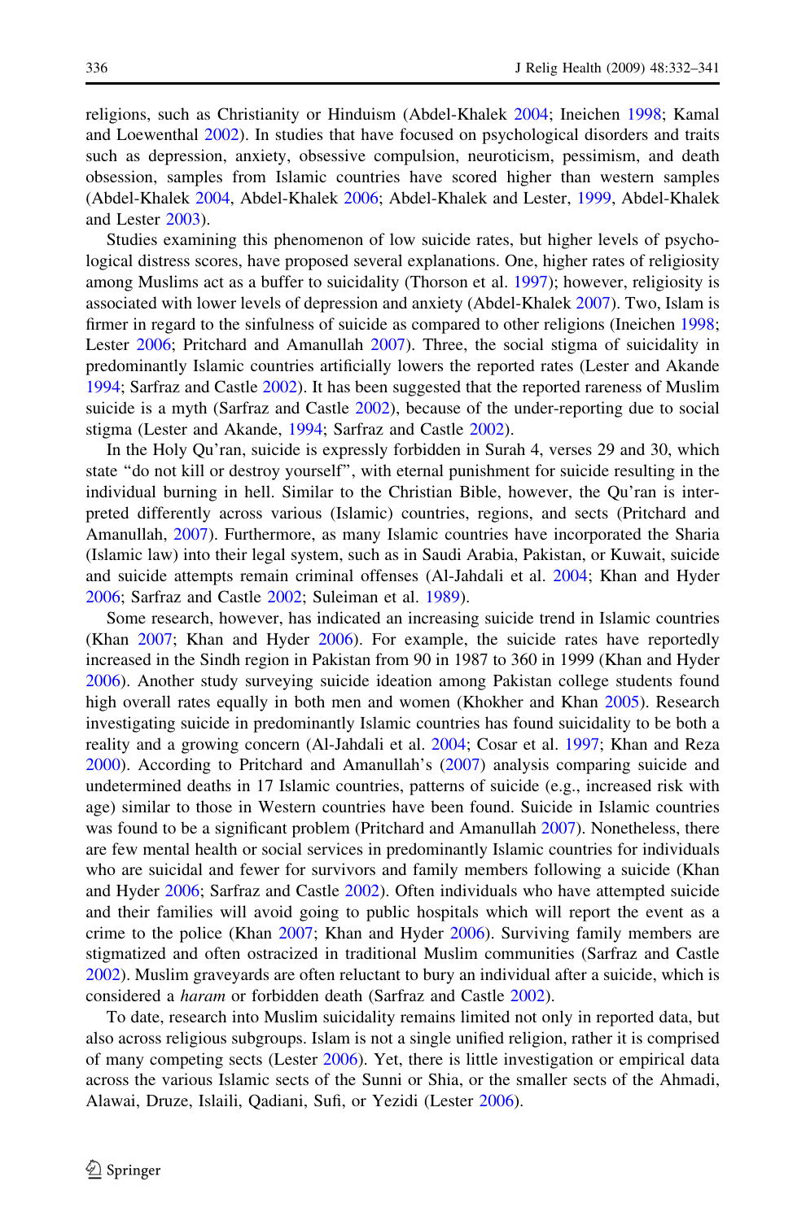religions, such as Christianity or Hinduism (Abdel-Khalek 2004; Ineichen 1998; Kamal and Loewenthal 2002). In studies that have focused on psychological disorders and traits such as depression, anxiety, obsessive compulsion, neuroticism, pessimism, and death obsession, samples from Islamic countries have scored higher than western samples (Abdel-Khalek 2004, Abdel-Khalek 2006; Abdel-Khalek and Lester, 1999, Abdel-Khalek and Lester 2003).

Studies examining this phenomenon of low suicide rates, but higher levels of psychological distress scores, have proposed several explanations. One, higher rates of religiosity among Muslims act as a buffer to suicidality (Thorson et al. 1997); however, religiosity is associated with lower levels of depression and anxiety (Abdel-Khalek 2007). Two, Islam is firmer in regard to the sinfulness of suicide as compared to other religions (Ineichen 1998; Lester 2006; Pritchard and Amanullah 2007). Three, the social stigma of suicidality in predominantly Islamic countries artificially lowers the reported rates (Lester and Akande 1994; Sarfraz and Castle 2002). It has been suggested that the reported rareness of Muslim suicide is a myth (Sarfraz and Castle 2002), because of the under-reporting due to social stigma (Lester and Akande, 1994; Sarfraz and Castle 2002).

In the Holy Qu'ran, suicide is expressly forbidden in Surah 4, verses 29 and 30, which state "do not kill or destroy yourself", with eternal punishment for suicide resulting in the individual burning in hell. Similar to the Christian Bible, however, the Qu'ran is interpreted differently across various (Islamic) countries, regions, and sects (Pritchard and Amanullah, 2007). Furthermore, as many Islamic countries have incorporated the Sharia (Islamic law) into their legal system, such as in Saudi Arabia, Pakistan, or Kuwait, suicide and suicide attempts remain criminal offenses (Al-Jahdali et al. 2004; Khan and Hyder 2006; Sarfraz and Castle 2002; Suleiman et al. 1989).

Some research, however, has indicated an increasing suicide trend in Islamic countries (Khan 2007; Khan and Hyder 2006). For example, the suicide rates have reportedly increased in the Sindh region in Pakistan from 90 in 1987 to 360 in 1999 (Khan and Hyder 2006). Another study surveying suicide ideation among Pakistan college students found high overall rates equally in both men and women (Khokher and Khan 2005). Research investigating suicide in predominantly Islamic countries has found suicidality to be both a reality and a growing concern (Al-Jahdali et al. 2004; Cosar et al. 1997; Khan and Reza 2000). According to Pritchard and Amanullah's (2007) analysis comparing suicide and undetermined deaths in 17 Islamic countries, patterns of suicide (e.g., increased risk with age) similar to those in Western countries have been found. Suicide in Islamic countries was found to be a significant problem (Pritchard and Amanullah 2007). Nonetheless, there are few mental health or social services in predominantly Islamic countries for individuals who are suicidal and fewer for survivors and family members following a suicide (Khan and Hyder 2006; Sarfraz and Castle 2002). Often individuals who have attempted suicide and their families will avoid going to public hospitals which will report the event as a crime to the police (Khan 2007; Khan and Hyder 2006). Surviving family members are stigmatized and often ostracized in traditional Muslim communities (Sarfraz and Castle 2002). Muslim graveyards are often reluctant to bury an individual after a suicide, which is considered a *haram* or forbidden death (Sarfraz and Castle 2002).

To date, research into Muslim suicidality remains limited not only in reported data, but also across religious subgroups. Islam is not a single unified religion, rather it is comprised of many competing sects (Lester 2006). Yet, there is little investigation or empirical data across the various Islamic sects of the Sunni or Shia, or the smaller sects of the Ahmadi, Alawai, Druze, Islaili, Qadiani, Sufi, or Yezidi (Lester 2006).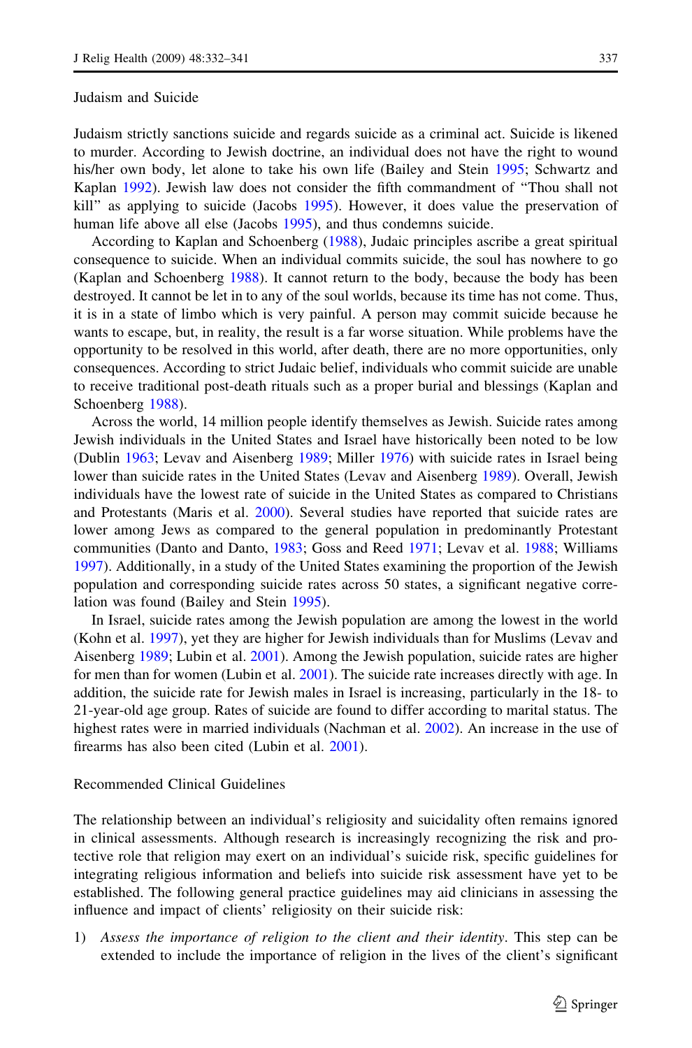## Judaism and Suicide

Judaism strictly sanctions suicide and regards suicide as a criminal act. Suicide is likened to murder. According to Jewish doctrine, an individual does not have the right to wound his/her own body, let alone to take his own life (Bailey and Stein 1995; Schwartz and Kaplan 1992). Jewish law does not consider the fifth commandment of "Thou shall not kill" as applying to suicide (Jacobs 1995). However, it does value the preservation of human life above all else (Jacobs 1995), and thus condemns suicide.

According to Kaplan and Schoenberg (1988), Judaic principles ascribe a great spiritual consequence to suicide. When an individual commits suicide, the soul has nowhere to go (Kaplan and Schoenberg 1988). It cannot return to the body, because the body has been destroyed. It cannot be let in to any of the soul worlds, because its time has not come. Thus, it is in a state of limbo which is very painful. A person may commit suicide because he wants to escape, but, in reality, the result is a far worse situation. While problems have the opportunity to be resolved in this world, after death, there are no more opportunities, only consequences. According to strict Judaic belief, individuals who commit suicide are unable to receive traditional post-death rituals such as a proper burial and blessings (Kaplan and Schoenberg 1988).

Across the world, 14 million people identify themselves as Jewish. Suicide rates among Jewish individuals in the United States and Israel have historically been noted to be low (Dublin 1963; Levav and Aisenberg 1989; Miller 1976) with suicide rates in Israel being lower than suicide rates in the United States (Levav and Aisenberg 1989). Overall, Jewish individuals have the lowest rate of suicide in the United States as compared to Christians and Protestants (Maris et al. 2000). Several studies have reported that suicide rates are lower among Jews as compared to the general population in predominantly Protestant communities (Danto and Danto, 1983; Goss and Reed 1971; Levav et al. 1988; Williams 1997). Additionally, in a study of the United States examining the proportion of the Jewish population and corresponding suicide rates across 50 states, a significant negative correlation was found (Bailey and Stein 1995).

In Israel, suicide rates among the Jewish population are among the lowest in the world (Kohn et al. 1997), yet they are higher for Jewish individuals than for Muslims (Levav and Aisenberg 1989; Lubin et al. 2001). Among the Jewish population, suicide rates are higher for men than for women (Lubin et al. 2001). The suicide rate increases directly with age. In addition, the suicide rate for Jewish males in Israel is increasing, particularly in the 18- to 21-year-old age group. Rates of suicide are found to differ according to marital status. The highest rates were in married individuals (Nachman et al. 2002). An increase in the use of firearms has also been cited (Lubin et al. 2001).

## Recommended Clinical Guidelines

The relationship between an individual's religiosity and suicidality often remains ignored in clinical assessments. Although research is increasingly recognizing the risk and protective role that religion may exert on an individual's suicide risk, specific guidelines for integrating religious information and beliefs into suicide risk assessment have yet to be established. The following general practice guidelines may aid clinicians in assessing the influence and impact of clients' religiosity on their suicide risk:

1) *Assess the importance of religion to the client and their identity*. This step can be extended to include the importance of religion in the lives of the client's significant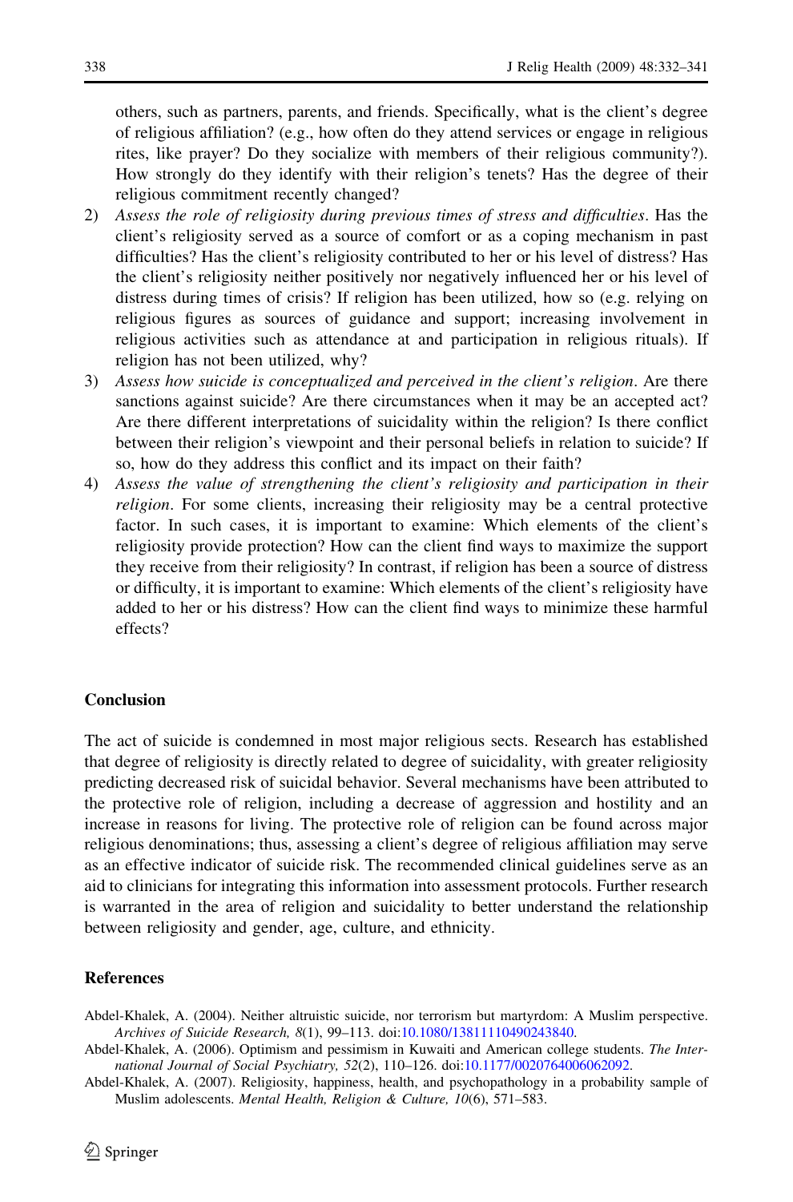others, such as partners, parents, and friends. Specifically, what is the client's degree of religious affiliation? (e.g., how often do they attend services or engage in religious rites, like prayer? Do they socialize with members of their religious community?). How strongly do they identify with their religion's tenets? Has the degree of their religious commitment recently changed?

2) *Assess the role of religiosity during previous times of stress and difficulties*. Has the client's religiosity served as a source of comfort or as a coping mechanism in past difficulties? Has the client's religiosity contributed to her or his level of distress? Has the client's religiosity neither positively nor negatively influenced her or his level of distress during times of crisis? If religion has been utilized, how so (e.g. relying on religious figures as sources of guidance and support; increasing involvement in religious activities such as attendance at and participation in religious rituals). If religion has not been utilized, why?
3) *Assess how suicide is conceptualized and perceived in the client's religion*. Are there sanctions against suicide? Are there circumstances when it may be an accepted act? Are there different interpretations of suicidality within the religion? Is there conflict between their religion's viewpoint and their personal beliefs in relation to suicide? If so, how do they address this conflict and its impact on their faith?
4) *Assess the value of strengthening the client's religiosity and participation in their religion*. For some clients, increasing their religiosity may be a central protective factor. In such cases, it is important to examine: Which elements of the client's religiosity provide protection? How can the client find ways to maximize the support they receive from their religiosity? In contrast, if religion has been a source of distress or difficulty, it is important to examine: Which elements of the client's religiosity have added to her or his distress? How can the client find ways to minimize these harmful effects?

## Conclusion

The act of suicide is condemned in most major religious sects. Research has established that degree of religiosity is directly related to degree of suicidality, with greater religiosity predicting decreased risk of suicidal behavior. Several mechanisms have been attributed to the protective role of religion, including a decrease of aggression and hostility and an increase in reasons for living. The protective role of religion can be found across major religious denominations; thus, assessing a client's degree of religious affiliation may serve as an effective indicator of suicide risk. The recommended clinical guidelines serve as an aid to clinicians for integrating this information into assessment protocols. Further research is warranted in the area of religion and suicidality to better understand the relationship between religiosity and gender, age, culture, and ethnicity.

## References

Abdel-Khalek, A. (2004). Neither altruistic suicide, nor terrorism but martyrdom: A Muslim perspective. *Archives of Suicide Research, 8*(1), 99–113. doi:10.1080/13811110490243840.

Abdel-Khalek, A. (2006). Optimism and pessimism in Kuwaiti and American college students. *The International Journal of Social Psychiatry, 52*(2), 110–126. doi:10.1177/0020764006062092.

Abdel-Khalek, A. (2007). Religiosity, happiness, health, and psychopathology in a probability sample of Muslim adolescents. *Mental Health, Religion & Culture, 10*(6), 571–583.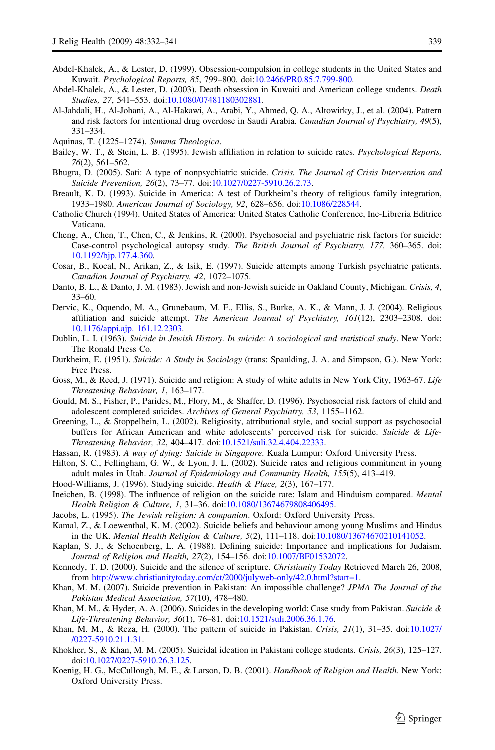Abdel-Khalek, A., & Lester, D. (1999). Obsession-compulsion in college students in the United States and Kuwait. *Psychological Reports, 85*, 799–800. doi:10.2466/PR0.85.7.799-800.

Abdel-Khalek, A., & Lester, D. (2003). Death obsession in Kuwaiti and American college students. *Death Studies, 27*, 541–553. doi:10.1080/07481180302881.

Al-Jahdali, H., Al-Johani, A., Al-Hakawi, A., Arabi, Y., Ahmed, Q. A., Altowirky, J., et al. (2004). Pattern and risk factors for intentional drug overdose in Saudi Arabia. *Canadian Journal of Psychiatry, 49*(5), 331–334.

Aquinas, T. (1225–1274). *Summa Theologica*.

Bailey, W. T., & Stein, L. B. (1995). Jewish affiliation in relation to suicide rates. *Psychological Reports, 76*(2), 561–562.

Bhugra, D. (2005). Sati: A type of nonpsychiatric suicide. *Crisis. The Journal of Crisis Intervention and Suicide Prevention, 26*(2), 73–77. doi:10.1027/0227-5910.26.2.73.

Breault, K. D. (1993). Suicide in America: A test of Durkheim's theory of religious family integration, 1933–1980. *American Journal of Sociology, 92*, 628–656. doi:10.1086/228544.

Catholic Church (1994). United States of America: United States Catholic Conference, Inc-Libreria Editrice Vaticana.

Cheng, A., Chen, T., Chen, C., & Jenkins, R. (2000). Psychosocial and psychiatric risk factors for suicide: Case-control psychological autopsy study. *The British Journal of Psychiatry, 177*, 360–365. doi:10.1192/bjp.177.4.360.

Cosar, B., Kocal, N., Arikan, Z., & Isik, E. (1997). Suicide attempts among Turkish psychiatric patients. *Canadian Journal of Psychiatry, 42*, 1072–1075.

Danto, B. L., & Danto, J. M. (1983). Jewish and non-Jewish suicide in Oakland County, Michigan. *Crisis, 4*, 33–60.

Dervic, K., Oquendo, M. A., Grunebaum, M. F., Ellis, S., Burke, A. K., & Mann, J. J. (2004). Religious affiliation and suicide attempt. *The American Journal of Psychiatry, 161*(12), 2303–2308. doi:10.1176/appi.ajp.161.12.2303.

Dublin, L. I. (1963). *Suicide in Jewish History. In suicide: A sociological and statistical study*. New York: The Ronald Press Co.

Durkheim, E. (1951). *Suicide: A Study in Sociology* (trans: Spaulding, J. A. and Simpson, G.). New York: Free Press.

Goss, M., & Reed, J. (1971). Suicide and religion: A study of white adults in New York City, 1963-67. *Life Threatening Behaviour, 1*, 163–177.

Gould, M. S., Fisher, P., Parides, M., Flory, M., & Shaffer, D. (1996). Psychosocial risk factors of child and adolescent completed suicides. *Archives of General Psychiatry, 53*, 1155–1162.

Greening, L., & Stoppelbein, L. (2002). Religiosity, attributional style, and social support as psychosocial buffers for African American and white adolescents' perceived risk for suicide. *Suicide & Life-Threatening Behavior, 32*, 404–417. doi:10.1521/suli.32.4.404.22333.

Hassan, R. (1983). *A way of dying: Suicide in Singapore*. Kuala Lumpur: Oxford University Press.

Hilton, S. C., Fellingham, G. W., & Lyon, J. L. (2002). Suicide rates and religious commitment in young adult males in Utah. *Journal of Epidemiology and Community Health, 155*(5), 413–419.

Hood-Williams, J. (1996). Studying suicide. *Health & Place, 2*(3), 167–177.

Ineichen, B. (1998). The influence of religion on the suicide rate: Islam and Hinduism compared. *Mental Health Religion & Culture, 1*, 31–36. doi:10.1080/13674679808406495.

Jacobs, L. (1995). *The Jewish religion: A companion*. Oxford: Oxford University Press.

Kamal, Z., & Loewenthal, K. M. (2002). Suicide beliefs and behaviour among young Muslims and Hindus in the UK. *Mental Health Religion & Culture, 5*(2), 111–118. doi:10.1080/13674670210141052.

Kaplan, S. J., & Schoenberg, L. A. (1988). Defining suicide: Importance and implications for Judaism. *Journal of Religion and Health, 27*(2), 154–156. doi:10.1007/BF01532072.

Kennedy, T. D. (2000). Suicide and the silence of scripture. *Christianity Today* Retrieved March 26, 2008, from http://www.christianitytoday.com/ct/2000/julyweb-only/42.0.html?start=1.

Khan, M. M. (2007). Suicide prevention in Pakistan: An impossible challenge? *JPMA The Journal of the Pakistan Medical Association, 57*(10), 478–480.

Khan, M. M., & Hyder, A. A. (2006). Suicides in the developing world: Case study from Pakistan. *Suicide & Life-Threatening Behavior, 36*(1), 76–81. doi:10.1521/suli.2006.36.1.76.

Khan, M. M., & Reza, H. (2000). The pattern of suicide in Pakistan. *Crisis, 21*(1), 31–35. doi:10.1027//0227-5910.21.1.31.

Khokher, S., & Khan, M. M. (2005). Suicidal ideation in Pakistani college students. *Crisis, 26*(3), 125–127. doi:10.1027/0227-5910.26.3.125.

Koenig, H. G., McCullough, M. E., & Larson, D. B. (2001). *Handbook of Religion and Health*. New York: Oxford University Press.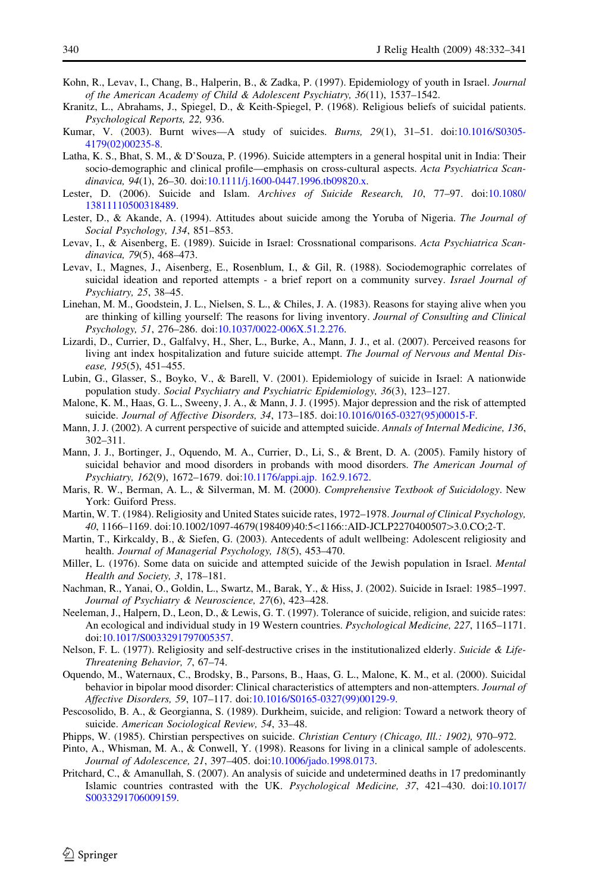Kohn, R., Levav, I., Chang, B., Halperin, B., & Zadka, P. (1997). Epidemiology of youth in Israel. *Journal of the American Academy of Child & Adolescent Psychiatry, 36*(11), 1537–1542.

Kranitz, L., Abrahams, J., Spiegel, D., & Keith-Spiegel, P. (1968). Religious beliefs of suicidal patients. *Psychological Reports, 22,* 936.

Kumar, V. (2003). Burnt wives—A study of suicides. *Burns, 29*(1), 31–51. doi:10.1016/S0305-4179(02)00235-8.

Latha, K. S., Bhat, S. M., & D'Souza, P. (1996). Suicide attempters in a general hospital unit in India: Their socio-demographic and clinical profile—emphasis on cross-cultural aspects. *Acta Psychiatrica Scandinavica, 94*(1), 26–30. doi:10.1111/j.1600-0447.1996.tb09820.x.

Lester, D. (2006). Suicide and Islam. *Archives of Suicide Research, 10*, 77–97. doi:10.1080/13811110500318489.

Lester, D., & Akande, A. (1994). Attitudes about suicide among the Yoruba of Nigeria. *The Journal of Social Psychology, 134*, 851–853.

Levav, I., & Aisenberg, E. (1989). Suicide in Israel: Crossnational comparisons. *Acta Psychiatrica Scandinavica, 79*(5), 468–473.

Levav, I., Magnes, J., Aisenberg, E., Rosenblum, I., & Gil, R. (1988). Sociodemographic correlates of suicidal ideation and reported attempts - a brief report on a community survey. *Israel Journal of Psychiatry, 25*, 38–45.

Linehan, M. M., Goodstein, J. L., Nielsen, S. L., & Chiles, J. A. (1983). Reasons for staying alive when you are thinking of killing yourself: The reasons for living inventory. *Journal of Consulting and Clinical Psychology, 51*, 276–286. doi:10.1037/0022-006X.51.2.276.

Lizardi, D., Currier, D., Galfalvy, H., Sher, L., Burke, A., Mann, J. J., et al. (2007). Perceived reasons for living ant index hospitalization and future suicide attempt. *The Journal of Nervous and Mental Disease, 195*(5), 451–455.

Lubin, G., Glasser, S., Boyko, V., & Barell, V. (2001). Epidemiology of suicide in Israel: A nationwide population study. *Social Psychiatry and Psychiatric Epidemiology, 36*(3), 123–127.

Malone, K. M., Haas, G. L., Sweeny, J. A., & Mann, J. J. (1995). Major depression and the risk of attempted suicide. *Journal of Affective Disorders, 34*, 173–185. doi:10.1016/0165-0327(95)00015-F.

Mann, J. J. (2002). A current perspective of suicide and attempted suicide. *Annals of Internal Medicine, 136*, 302–311.

Mann, J. J., Bortinger, J., Oquendo, M. A., Currier, D., Li, S., & Brent, D. A. (2005). Family history of suicidal behavior and mood disorders in probands with mood disorders. *The American Journal of Psychiatry, 162*(9), 1672–1679. doi:10.1176/appi.ajp. 162.9.1672.

Maris, R. W., Berman, A. L., & Silverman, M. M. (2000). *Comprehensive Textbook of Suicidology*. New York: Guiford Press.

Martin, W. T. (1984). Religiosity and United States suicide rates, 1972–1978. *Journal of Clinical Psychology, 40*, 1166–1169. doi:10.1002/1097-4679(198409)40:5<1166::AID-JCLP2270400507>3.0.CO;2-T.

Martin, T., Kirkcaldy, B., & Siefen, G. (2003). Antecedents of adult wellbeing: Adolescent religiosity and health. *Journal of Managerial Psychology, 18*(5), 453–470.

Miller, L. (1976). Some data on suicide and attempted suicide of the Jewish population in Israel. *Mental Health and Society, 3*, 178–181.

Nachman, R., Yanai, O., Goldin, L., Swartz, M., Barak, Y., & Hiss, J. (2002). Suicide in Israel: 1985–1997. *Journal of Psychiatry & Neuroscience, 27*(6), 423–428.

Neeleman, J., Halpern, D., Leon, D., & Lewis, G. T. (1997). Tolerance of suicide, religion, and suicide rates: An ecological and individual study in 19 Western countries. *Psychological Medicine, 227*, 1165–1171. doi:10.1017/S0033291797005357.

Nelson, F. L. (1977). Religiosity and self-destructive crises in the institutionalized elderly. *Suicide & Life-Threatening Behavior, 7*, 67–74.

Oquendo, M., Waternaux, C., Brodsky, B., Parsons, B., Haas, G. L., Malone, K. M., et al. (2000). Suicidal behavior in bipolar mood disorder: Clinical characteristics of attempters and non-attempters. *Journal of Affective Disorders, 59*, 107–117. doi:10.1016/S0165-0327(99)00129-9.

Pescosolido, B. A., & Georgianna, S. (1989). Durkheim, suicide, and religion: Toward a network theory of suicide. *American Sociological Review, 54*, 33–48.

Phipps, W. (1985). Chirstian perspectives on suicide. *Christian Century (Chicago, Ill.: 1902),* 970–972.

Pinto, A., Whisman, M. A., & Conwell, Y. (1998). Reasons for living in a clinical sample of adolescents. *Journal of Adolescence, 21*, 397–405. doi:10.1006/jado.1998.0173.

Pritchard, C., & Amanullah, S. (2007). An analysis of suicide and undetermined deaths in 17 predominantly Islamic countries contrasted with the UK. *Psychological Medicine, 37*, 421–430. doi:10.1017/S0033291706009159.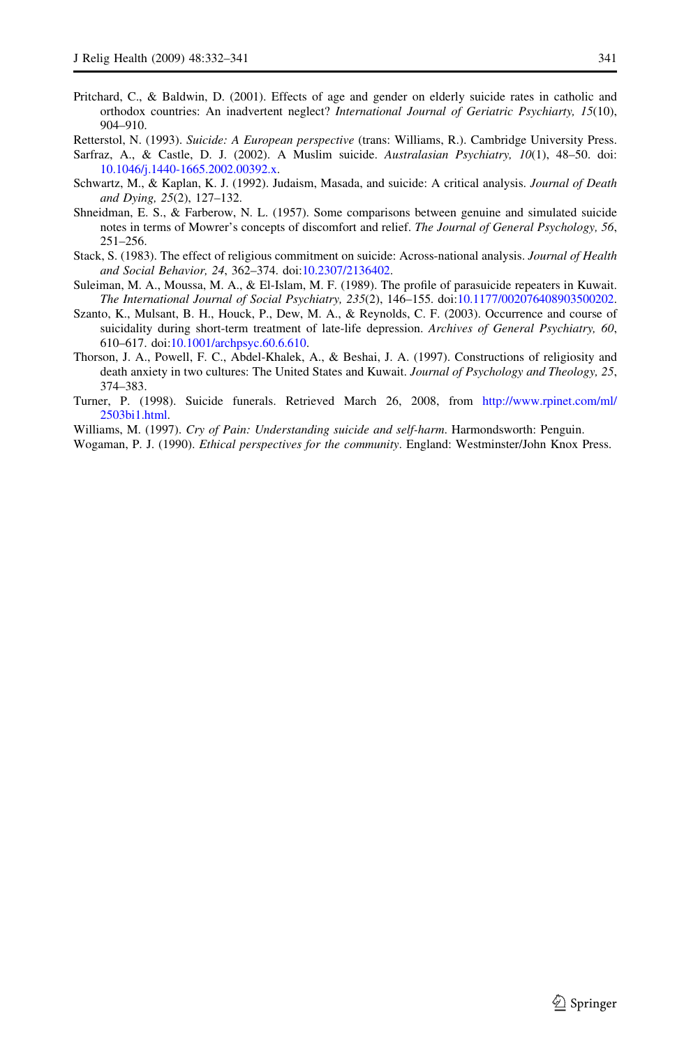Pritchard, C., & Baldwin, D. (2001). Effects of age and gender on elderly suicide rates in catholic and orthodox countries: An inadvertent neglect? *International Journal of Geriatric Psychiartry, 15*(10), 904–910.

Retterstol, N. (1993). *Suicide: A European perspective* (trans: Williams, R.). Cambridge University Press.

Sarfraz, A., & Castle, D. J. (2002). A Muslim suicide. *Australasian Psychiatry, 10*(1), 48–50. doi:10.1046/j.1440-1665.2002.00392.x.

Schwartz, M., & Kaplan, K. J. (1992). Judaism, Masada, and suicide: A critical analysis. *Journal of Death and Dying, 25*(2), 127–132.

Shneidman, E. S., & Farberow, N. L. (1957). Some comparisons between genuine and simulated suicide notes in terms of Mowrer's concepts of discomfort and relief. *The Journal of General Psychology, 56*, 251–256.

Stack, S. (1983). The effect of religious commitment on suicide: Across-national analysis. *Journal of Health and Social Behavior, 24*, 362–374. doi:10.2307/2136402.

Suleiman, M. A., Moussa, M. A., & El-Islam, M. F. (1989). The profile of parasuicide repeaters in Kuwait. *The International Journal of Social Psychiatry, 235*(2), 146–155. doi:10.1177/002076408903500202.

Szanto, K., Mulsant, B. H., Houck, P., Dew, M. A., & Reynolds, C. F. (2003). Occurrence and course of suicidality during short-term treatment of late-life depression. *Archives of General Psychiatry, 60*, 610–617. doi:10.1001/archpsyc.60.6.610.

Thorson, J. A., Powell, F. C., Abdel-Khalek, A., & Beshai, J. A. (1997). Constructions of religiosity and death anxiety in two cultures: The United States and Kuwait. *Journal of Psychology and Theology, 25*, 374–383.

Turner, P. (1998). Suicide funerals. Retrieved March 26, 2008, from http://www.rpinet.com/ml/2503bi1.html.

Williams, M. (1997). *Cry of Pain: Understanding suicide and self-harm*. Harmondsworth: Penguin.

Wogaman, P. J. (1990). *Ethical perspectives for the community*. England: Westminster/John Knox Press.